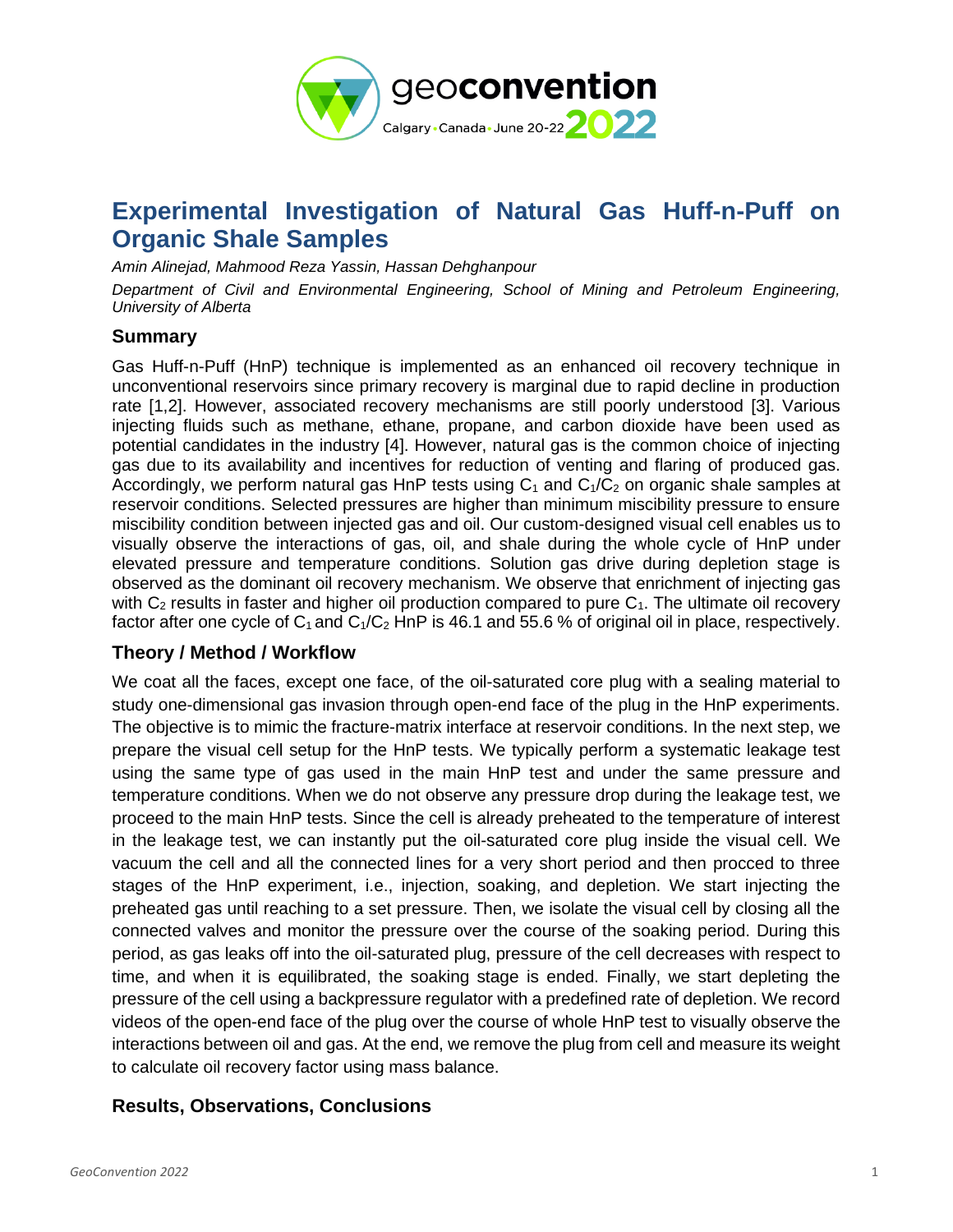# Experimental Investigation of Natural Gas Huff-n-Puff on Organic Shale Samples

*Amin Alinejad, Mahmood Reza Yassin, Hassan Dehghanpour*

*Department of Civil and Environmental Engineering, School of Mining and Petroleum Engineering, University of Alberta*

## Summary

Gas Huff-n-Puff (HnP) technique is implemented as an enhanced oil recovery technique in unconventional reservoirs since primary recovery is marginal due to rapid decline in production rate [1,2]. However, associated recovery mechanisms are still poorly understood [3]. Various injecting fluids such as methane, ethane, propane, and carbon dioxide have been used as potential candidates in the industry [4]. However, natural gas is the common choice of injecting gas due to its availability and incentives for reduction of venting and flaring of produced gas. Accordingly, we perform natural gas HnP tests using $C_1$ and $C_1/C_2$ on organic shale samples at reservoir conditions. Selected pressures are higher than minimum miscibility pressure to ensure miscibility condition between injected gas and oil. Our custom-designed visual cell enables us to visually observe the interactions of gas, oil, and shale during the whole cycle of HnP under elevated pressure and temperature conditions. Solution gas drive during depletion stage is observed as the dominant oil recovery mechanism. We observe that enrichment of injecting gas with $C_2$ results in faster and higher oil production compared to pure $C_1$. The ultimate oil recovery factor after one cycle of $C_1$ and $C_1/C_2$ HnP is 46.1 and 55.6 % of original oil in place, respectively.

## Theory / Method / Workflow

We coat all the faces, except one face, of the oil-saturated core plug with a sealing material to study one-dimensional gas invasion through open-end face of the plug in the HnP experiments. The objective is to mimic the fracture-matrix interface at reservoir conditions. In the next step, we prepare the visual cell setup for the HnP tests. We typically perform a systematic leakage test using the same type of gas used in the main HnP test and under the same pressure and temperature conditions. When we do not observe any pressure drop during the leakage test, we proceed to the main HnP tests. Since the cell is already preheated to the temperature of interest in the leakage test, we can instantly put the oil-saturated core plug inside the visual cell. We vacuum the cell and all the connected lines for a very short period and then procced to three stages of the HnP experiment, i.e., injection, soaking, and depletion. We start injecting the preheated gas until reaching to a set pressure. Then, we isolate the visual cell by closing all the connected valves and monitor the pressure over the course of the soaking period. During this period, as gas leaks off into the oil-saturated plug, pressure of the cell decreases with respect to time, and when it is equilibrated, the soaking stage is ended. Finally, we start depleting the pressure of the cell using a backpressure regulator with a predefined rate of depletion. We record videos of the open-end face of the plug over the course of whole HnP test to visually observe the interactions between oil and gas. At the end, we remove the plug from cell and measure its weight to calculate oil recovery factor using mass balance.

## Results, Observations, Conclusions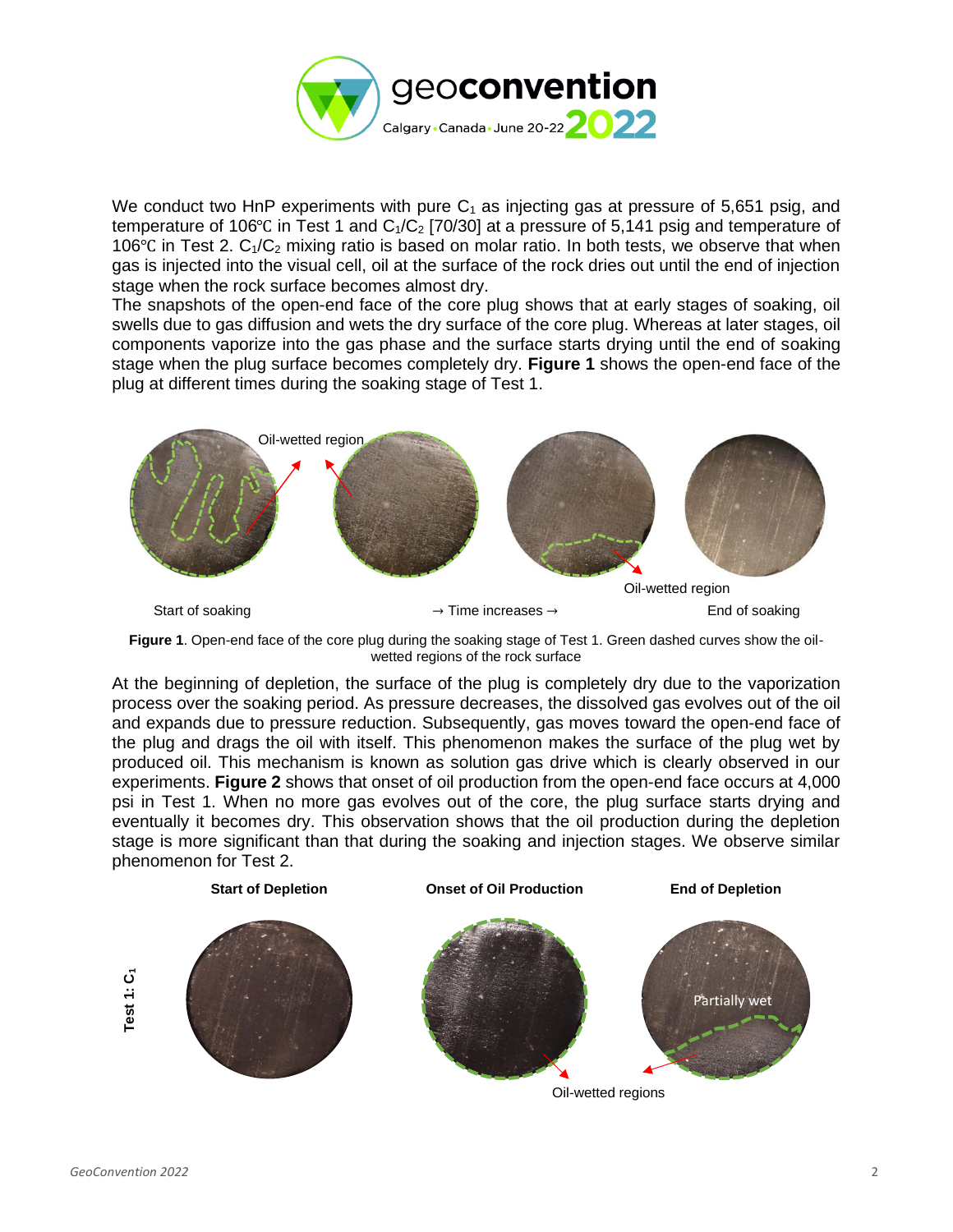We conduct two HnP experiments with pure $C_1$ as injecting gas at pressure of 5,651 psig, and temperature of 106℃ in Test 1 and $C_1/C_2$ [70/30] at a pressure of 5,141 psig and temperature of 106℃ in Test 2. $C_1/C_2$ mixing ratio is based on molar ratio. In both tests, we observe that when gas is injected into the visual cell, oil at the surface of the rock dries out until the end of injection stage when the rock surface becomes almost dry.

The snapshots of the open-end face of the core plug shows that at early stages of soaking, oil swells due to gas diffusion and wets the dry surface of the core plug. Whereas at later stages, oil components vaporize into the gas phase and the surface starts drying until the end of soaking stage when the plug surface becomes completely dry. **Figure 1** shows the open-end face of the plug at different times during the soaking stage of Test 1.

Oil-wetted region

Oil-wetted region

Start of soaking → Time increases → End of soaking

**Figure 1**. Open-end face of the core plug during the soaking stage of Test 1. Green dashed curves show the oil-wetted regions of the rock surface

At the beginning of depletion, the surface of the plug is completely dry due to the vaporization process over the soaking period. As pressure decreases, the dissolved gas evolves out of the oil and expands due to pressure reduction. Subsequently, gas moves toward the open-end face of the plug and drags the oil with itself. This phenomenon makes the surface of the plug wet by produced oil. This mechanism is known as solution gas drive which is clearly observed in our experiments. **Figure 2** shows that onset of oil production from the open-end face occurs at 4,000 psi in Test 1. When no more gas evolves out of the core, the plug surface starts drying and eventually it becomes dry. This observation shows that the oil production during the depletion stage is more significant than that during the soaking and injection stages. We observe similar phenomenon for Test 2.

**Start of Depletion** | **Onset of Oil Production** | **End of Depletion**

**Test 1: $C_1$**

Partially wet

Oil-wetted regions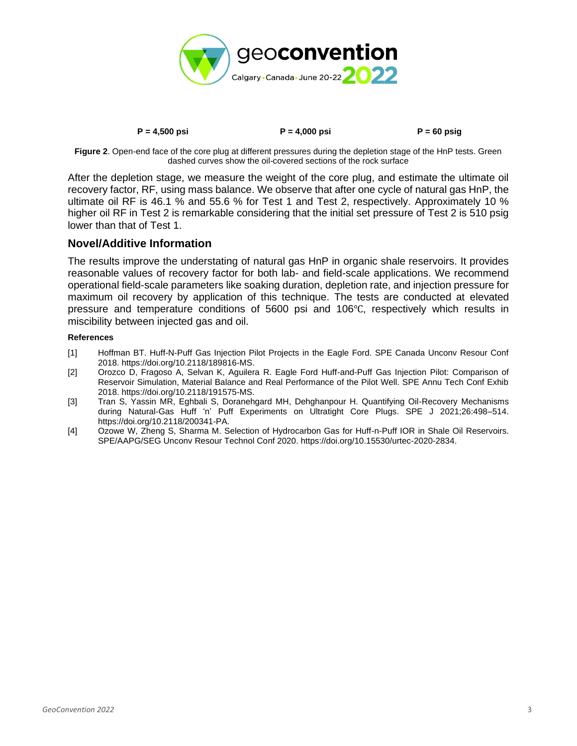**P = 4,500 psi** **P = 4,000 psi** **P = 60 psig**

**Figure 2**. Open-end face of the core plug at different pressures during the depletion stage of the HnP tests. Green dashed curves show the oil-covered sections of the rock surface

After the depletion stage, we measure the weight of the core plug, and estimate the ultimate oil recovery factor, RF, using mass balance. We observe that after one cycle of natural gas HnP, the ultimate oil RF is 46.1 % and 55.6 % for Test 1 and Test 2, respectively. Approximately 10 % higher oil RF in Test 2 is remarkable considering that the initial set pressure of Test 2 is 510 psig lower than that of Test 1.

## Novel/Additive Information

The results improve the understating of natural gas HnP in organic shale reservoirs. It provides reasonable values of recovery factor for both lab- and field-scale applications. We recommend operational field-scale parameters like soaking duration, depletion rate, and injection pressure for maximum oil recovery by application of this technique. The tests are conducted at elevated pressure and temperature conditions of 5600 psi and 106℃, respectively which results in miscibility between injected gas and oil.

#### References

[1] Hoffman BT. Huff-N-Puff Gas Injection Pilot Projects in the Eagle Ford. SPE Canada Unconv Resour Conf 2018. https://doi.org/10.2118/189816-MS.

[2] Orozco D, Fragoso A, Selvan K, Aguilera R. Eagle Ford Huff-and-Puff Gas Injection Pilot: Comparison of Reservoir Simulation, Material Balance and Real Performance of the Pilot Well. SPE Annu Tech Conf Exhib 2018. https://doi.org/10.2118/191575-MS.

[3] Tran S, Yassin MR, Eghbali S, Doranehgard MH, Dehghanpour H. Quantifying Oil-Recovery Mechanisms during Natural-Gas Huff 'n' Puff Experiments on Ultratight Core Plugs. SPE J 2021;26:498–514. https://doi.org/10.2118/200341-PA.

[4] Ozowe W, Zheng S, Sharma M. Selection of Hydrocarbon Gas for Huff-n-Puff IOR in Shale Oil Reservoirs. SPE/AAPG/SEG Unconv Resour Technol Conf 2020. https://doi.org/10.15530/urtec-2020-2834.